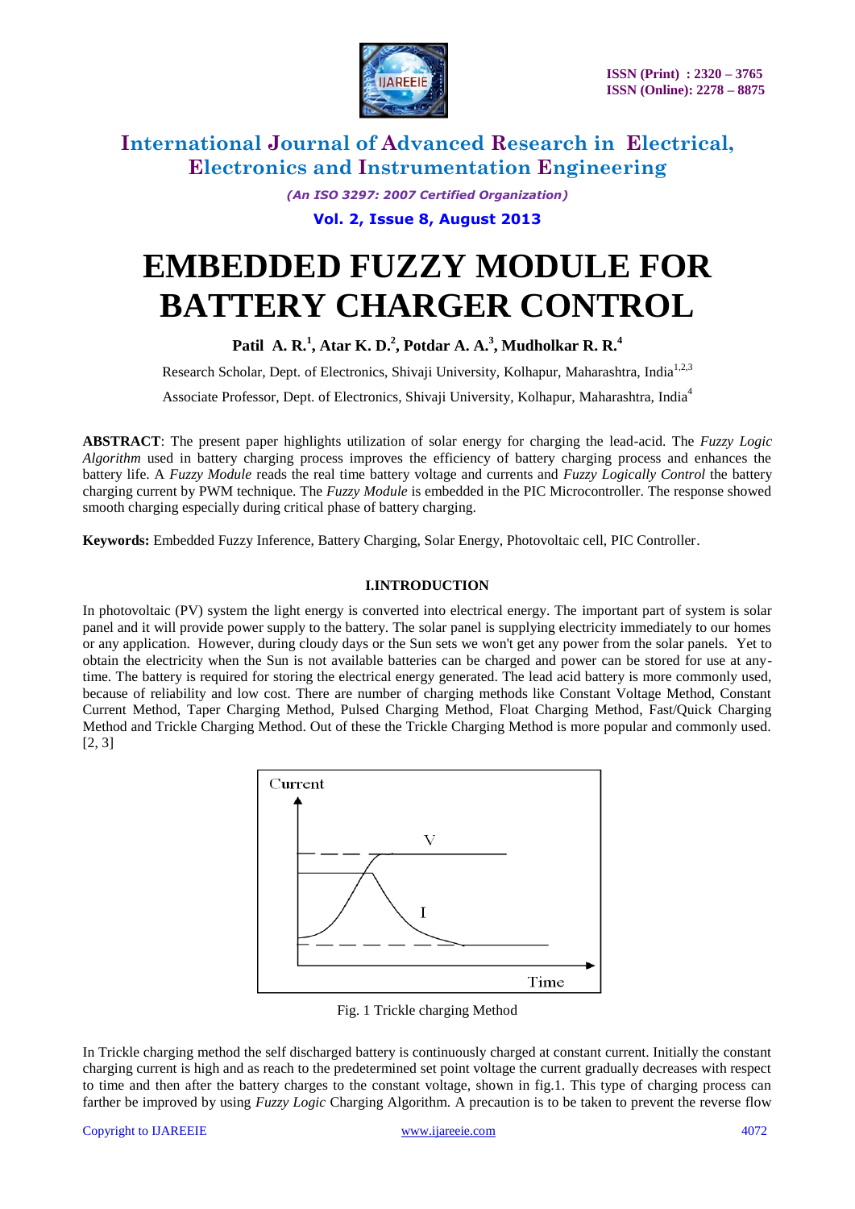# International Journal of Advanced Research in Electrical, Electronics and Instrumentation Engineering

*(An ISO 3297: 2007 Certified Organization)*

# EMBEDDED FUZZY MODULE FOR BATTERY CHARGER CONTROL

**Patil A. R.[1], Atar K. D.[2], Potdar A. A.[3], Mudholkar R. R.[4]**

Research Scholar, Dept. of Electronics, Shivaji University, Kolhapur, Maharashtra, India[1,2,3]

Associate Professor, Dept. of Electronics, Shivaji University, Kolhapur, Maharashtra, India[4]

**ABSTRACT**: The present paper highlights utilization of solar energy for charging the lead-acid. The *Fuzzy Logic Algorithm* used in battery charging process improves the efficiency of battery charging process and enhances the battery life. A *Fuzzy Module* reads the real time battery voltage and currents and *Fuzzy Logically Control* the battery charging current by PWM technique. The *Fuzzy Module* is embedded in the PIC Microcontroller. The response showed smooth charging especially during critical phase of battery charging.

**Keywords:** Embedded Fuzzy Inference, Battery Charging, Solar Energy, Photovoltaic cell, PIC Controller.

## I.INTRODUCTION

In photovoltaic (PV) system the light energy is converted into electrical energy. The important part of system is solar panel and it will provide power supply to the battery. The solar panel is supplying electricity immediately to our homes or any application. However, during cloudy days or the Sun sets we won't get any power from the solar panels. Yet to obtain the electricity when the Sun is not available batteries can be charged and power can be stored for use at any-time. The battery is required for storing the electrical energy generated. The lead acid battery is more commonly used, because of reliability and low cost. There are number of charging methods like Constant Voltage Method, Constant Current Method, Taper Charging Method, Pulsed Charging Method, Float Charging Method, Fast/Quick Charging Method and Trickle Charging Method. Out of these the Trickle Charging Method is more popular and commonly used. [2, 3]

Fig. 1 Trickle charging Method

In Trickle charging method the self discharged battery is continuously charged at constant current. Initially the constant charging current is high and as reach to the predetermined set point voltage the current gradually decreases with respect to time and then after the battery charges to the constant voltage, shown in fig.1. This type of charging process can farther be improved by using *Fuzzy Logic* Charging Algorithm. A precaution is to be taken to prevent the reverse flow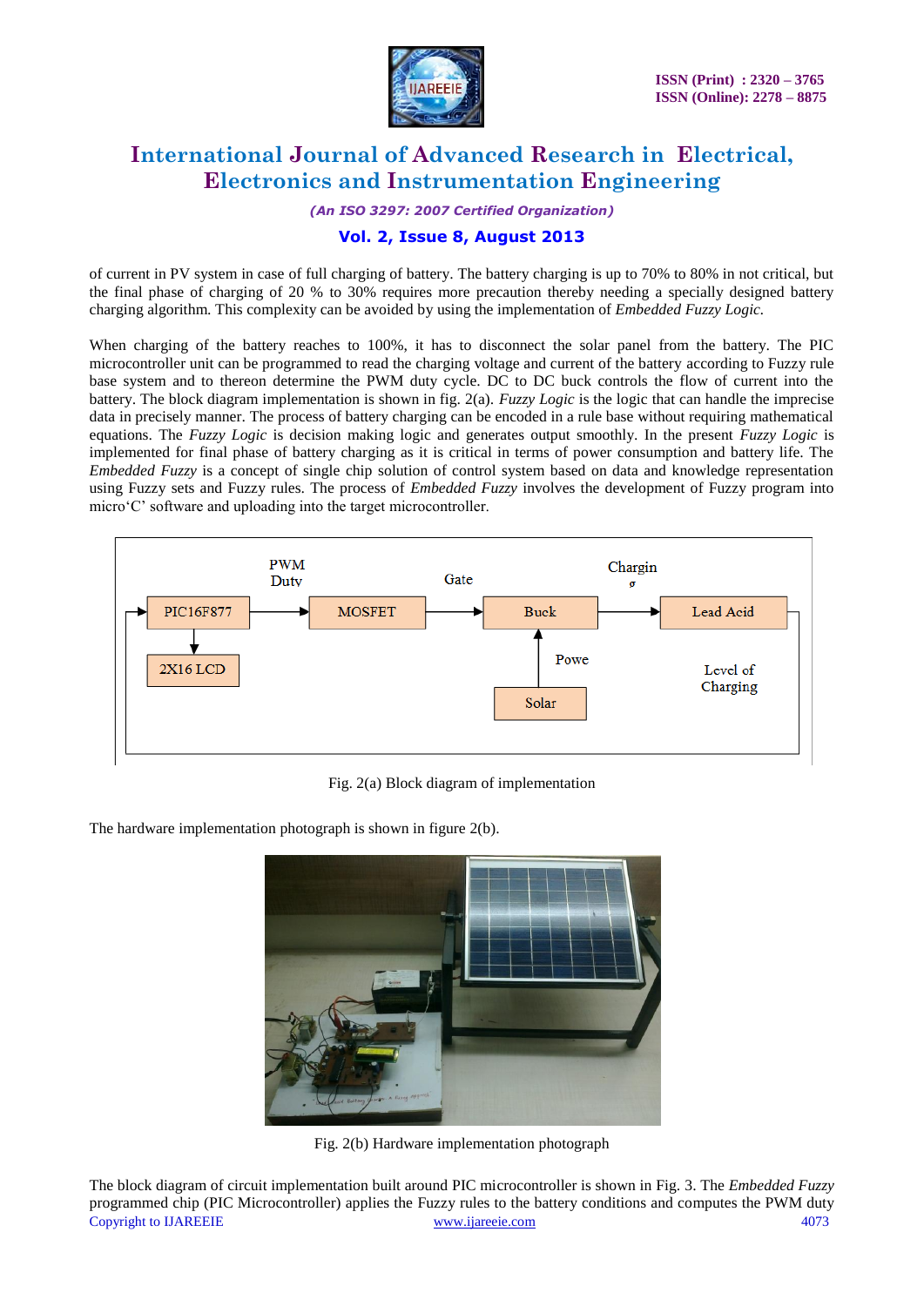of current in PV system in case of full charging of battery. The battery charging is up to 70% to 80% in not critical, but the final phase of charging of 20 % to 30% requires more precaution thereby needing a specially designed battery charging algorithm. This complexity can be avoided by using the implementation of *Embedded Fuzzy Logic.*

When charging of the battery reaches to 100%, it has to disconnect the solar panel from the battery. The PIC microcontroller unit can be programmed to read the charging voltage and current of the battery according to Fuzzy rule base system and to thereon determine the PWM duty cycle. DC to DC buck controls the flow of current into the battery. The block diagram implementation is shown in fig. 2(a). *Fuzzy Logic* is the logic that can handle the imprecise data in precisely manner. The process of battery charging can be encoded in a rule base without requiring mathematical equations. The *Fuzzy Logic* is decision making logic and generates output smoothly. In the present *Fuzzy Logic* is implemented for final phase of battery charging as it is critical in terms of power consumption and battery life. The *Embedded Fuzzy* is a concept of single chip solution of control system based on data and knowledge representation using Fuzzy sets and Fuzzy rules. The process of *Embedded Fuzzy* involves the development of Fuzzy program into micro'C' software and uploading into the target microcontroller.

Fig. 2(a) Block diagram of implementation

The hardware implementation photograph is shown in figure 2(b).

Fig. 2(b) Hardware implementation photograph

The block diagram of circuit implementation built around PIC microcontroller is shown in Fig. 3. The *Embedded Fuzzy* programmed chip (PIC Microcontroller) applies the Fuzzy rules to the battery conditions and computes the PWM duty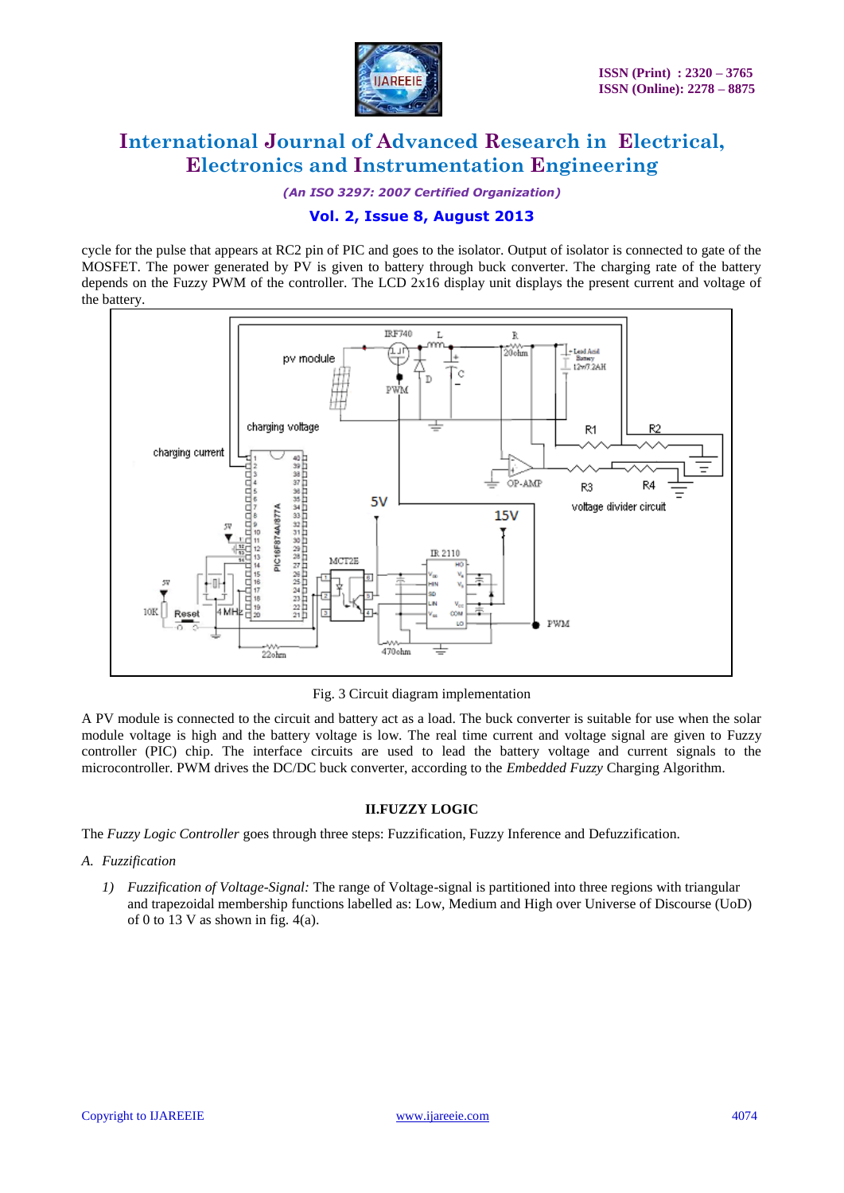cycle for the pulse that appears at RC2 pin of PIC and goes to the isolator. Output of isolator is connected to gate of the MOSFET. The power generated by PV is given to battery through buck converter. The charging rate of the battery depends on the Fuzzy PWM of the controller. The LCD 2x16 display unit displays the present current and voltage of the battery.

Fig. 3 Circuit diagram implementation

A PV module is connected to the circuit and battery act as a load. The buck converter is suitable for use when the solar module voltage is high and the battery voltage is low. The real time current and voltage signal are given to Fuzzy controller (PIC) chip. The interface circuits are used to lead the battery voltage and current signals to the microcontroller. PWM drives the DC/DC buck converter, according to the *Embedded Fuzzy* Charging Algorithm.

## II.FUZZY LOGIC

The *Fuzzy Logic Controller* goes through three steps: Fuzzification, Fuzzy Inference and Defuzzification.

### A. *Fuzzification*

1) *Fuzzification of Voltage-Signal:* The range of Voltage-signal is partitioned into three regions with triangular and trapezoidal membership functions labelled as: Low, Medium and High over Universe of Discourse (UoD) of 0 to 13 V as shown in fig. 4(a).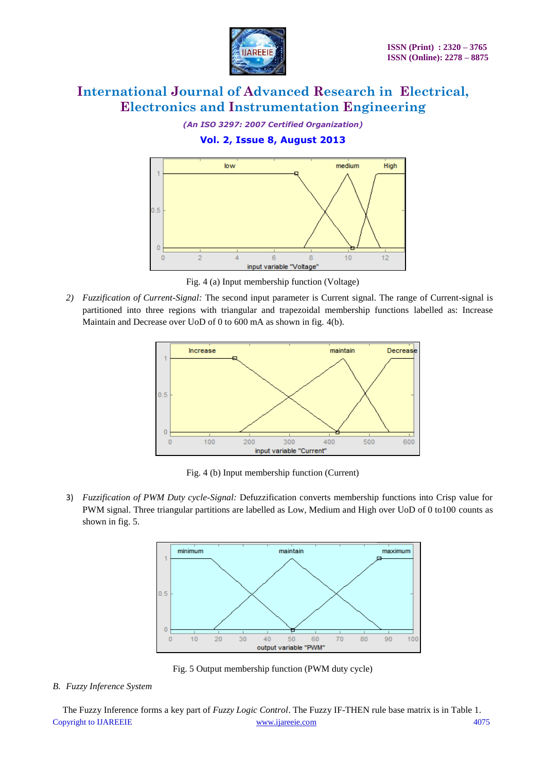Fig. 4 (a) Input membership function (Voltage)

2) *Fuzzification of Current-Signal:* The second input parameter is Current signal. The range of Current-signal is partitioned into three regions with triangular and trapezoidal membership functions labelled as: Increase Maintain and Decrease over UoD of 0 to 600 mA as shown in fig. 4(b).

Fig. 4 (b) Input membership function (Current)

3) *Fuzzification of PWM Duty cycle-Signal:* Defuzzification converts membership functions into Crisp value for PWM signal. Three triangular partitions are labelled as Low, Medium and High over UoD of 0 to100 counts as shown in fig. 5.

Fig. 5 Output membership function (PWM duty cycle)

### B. *Fuzzy Inference System*

The Fuzzy Inference forms a key part of *Fuzzy Logic Control*. The Fuzzy IF-THEN rule base matrix is in Table 1.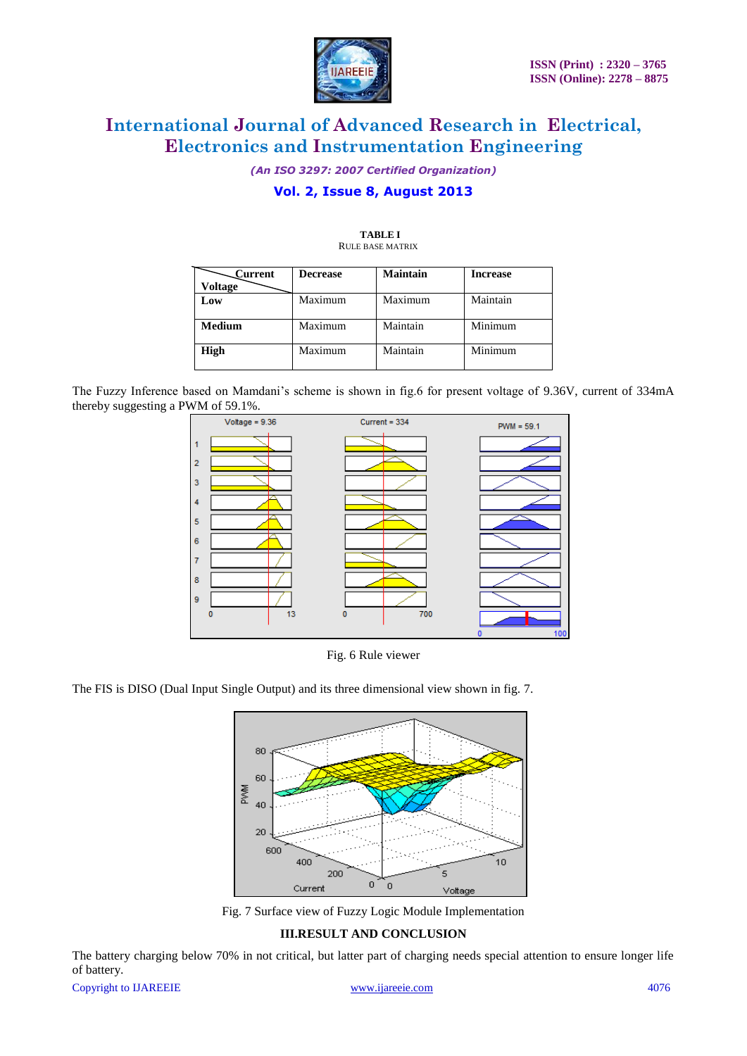TABLE I
RULE BASE MATRIX

| Current / Voltage | Decrease | Maintain | Increase |
|---|---|---|---|
| **Low** | Maximum | Maximum | Maintain |
| **Medium** | Maximum | Maintain | Minimum |
| **High** | Maximum | Maintain | Minimum |

The Fuzzy Inference based on Mamdani's scheme is shown in fig.6 for present voltage of 9.36V, current of 334mA thereby suggesting a PWM of 59.1%.

Fig. 6 Rule viewer

The FIS is DISO (Dual Input Single Output) and its three dimensional view shown in fig. 7.

Fig. 7 Surface view of Fuzzy Logic Module Implementation

## III.RESULT AND CONCLUSION

The battery charging below 70% in not critical, but latter part of charging needs special attention to ensure longer life of battery.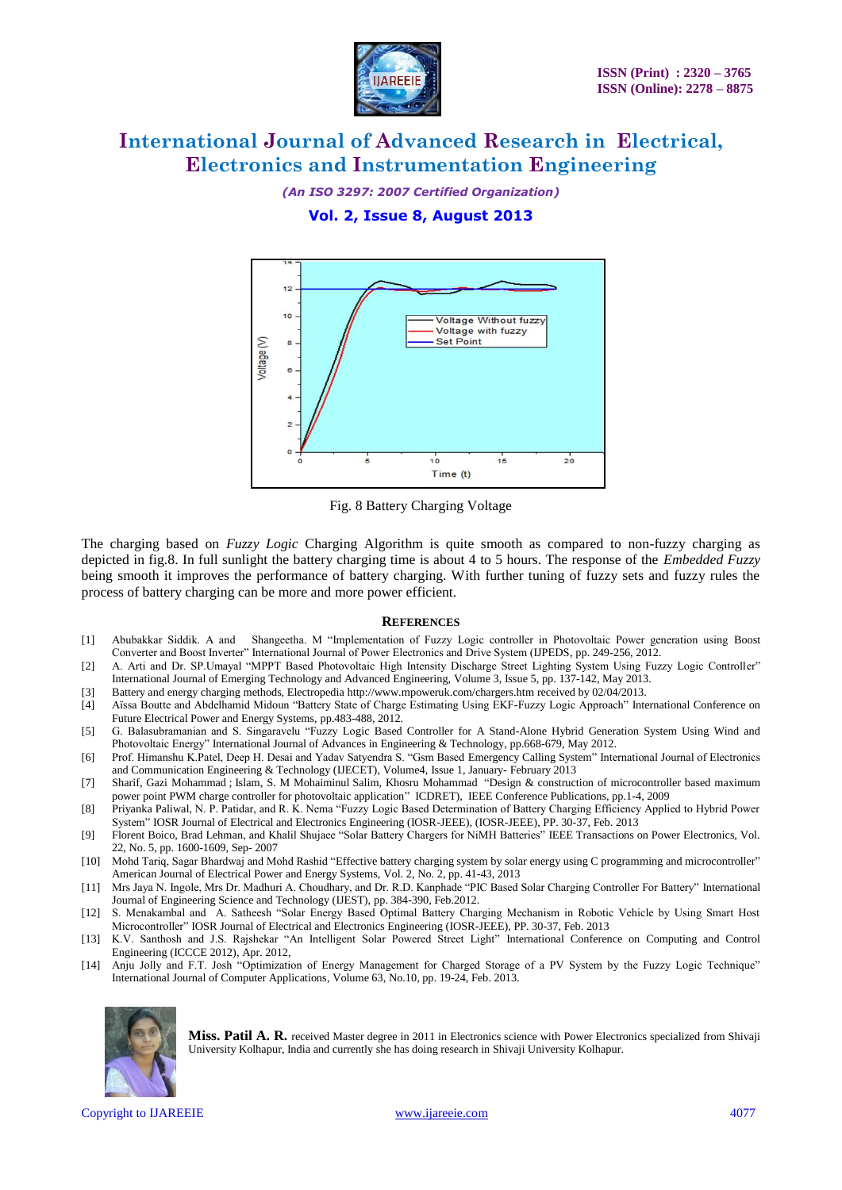Fig. 8 Battery Charging Voltage

The charging based on *Fuzzy Logic* Charging Algorithm is quite smooth as compared to non-fuzzy charging as depicted in fig.8. In full sunlight the battery charging time is about 4 to 5 hours. The response of the *Embedded Fuzzy* being smooth it improves the performance of battery charging. With further tuning of fuzzy sets and fuzzy rules the process of battery charging can be more and more power efficient.

## REFERENCES

[1] Abubakkar Siddik. A and Shangeetha. M "Implementation of Fuzzy Logic controller in Photovoltaic Power generation using Boost Converter and Boost Inverter" International Journal of Power Electronics and Drive System (IJPEDS, pp. 249-256, 2012.

[2] A. Arti and Dr. SP.Umayal "MPPT Based Photovoltaic High Intensity Discharge Street Lighting System Using Fuzzy Logic Controller" International Journal of Emerging Technology and Advanced Engineering, Volume 3, Issue 5, pp. 137-142, May 2013.

[3] Battery and energy charging methods, Electropedia http://www.mpoweruk.com/chargers.htm received by 02/04/2013.

[4] Aïssa Boutte and Abdelhamid Midoun "Battery State of Charge Estimating Using EKF-Fuzzy Logic Approach" International Conference on Future Electrical Power and Energy Systems, pp.483-488, 2012.

[5] G. Balasubramanian and S. Singaravelu "Fuzzy Logic Based Controller for A Stand-Alone Hybrid Generation System Using Wind and Photovoltaic Energy" International Journal of Advances in Engineering & Technology, pp.668-679, May 2012.

[6] Prof. Himanshu K.Patel, Deep H. Desai and Yadav Satyendra S. "Gsm Based Emergency Calling System" International Journal of Electronics and Communication Engineering & Technology (IJECET), Volume4, Issue 1, January- February 2013

[7] Sharif, Gazi Mohammad ; Islam, S. M Mohaiminul Salim, Khosru Mohammad "Design & construction of microcontroller based maximum power point PWM charge controller for photovoltaic application" ICDRET), IEEE Conference Publications, pp.1-4, 2009

[8] Priyanka Paliwal, N. P. Patidar, and R. K. Nema "Fuzzy Logic Based Determination of Battery Charging Efficiency Applied to Hybrid Power System" IOSR Journal of Electrical and Electronics Engineering (IOSR-JEEE), (IOSR-JEEE), PP. 30-37, Feb. 2013

[9] Florent Boico, Brad Lehman, and Khalil Shujaee "Solar Battery Chargers for NiMH Batteries" IEEE Transactions on Power Electronics, Vol. 22, No. 5, pp. 1600-1609, Sep- 2007

[10] Mohd Tariq, Sagar Bhardwaj and Mohd Rashid "Effective battery charging system by solar energy using C programming and microcontroller" American Journal of Electrical Power and Energy Systems, Vol. 2, No. 2, pp. 41-43, 2013

[11] Mrs Jaya N. Ingole, Mrs Dr. Madhuri A. Choudhary, and Dr. R.D. Kanphade "PIC Based Solar Charging Controller For Battery" International Journal of Engineering Science and Technology (IJEST), pp. 384-390, Feb.2012.

[12] S. Menakambal and A. Satheesh "Solar Energy Based Optimal Battery Charging Mechanism in Robotic Vehicle by Using Smart Host Microcontroller" IOSR Journal of Electrical and Electronics Engineering (IOSR-JEEE), PP. 30-37, Feb. 2013

[13] K.V. Santhosh and J.S. Rajshekar "An Intelligent Solar Powered Street Light" International Conference on Computing and Control Engineering (ICCCE 2012), Apr. 2012,

[14] Anju Jolly and F.T. Josh "Optimization of Energy Management for Charged Storage of a PV System by the Fuzzy Logic Technique" International Journal of Computer Applications, Volume 63, No.10, pp. 19-24, Feb. 2013.

**Miss. Patil A. R.** received Master degree in 2011 in Electronics science with Power Electronics specialized from Shivaji University Kolhapur, India and currently she has doing research in Shivaji University Kolhapur.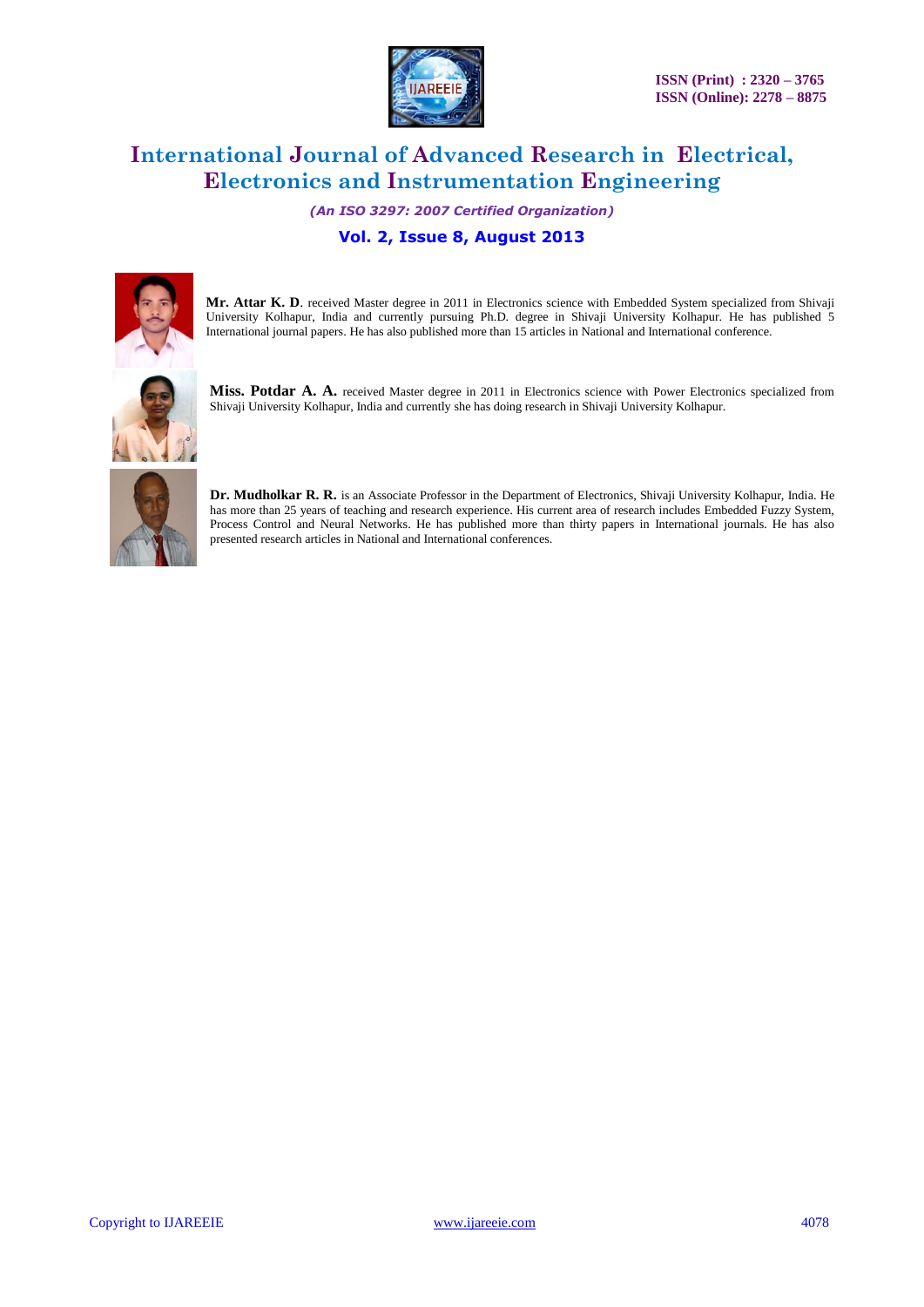**Mr. Attar K. D**. received Master degree in 2011 in Electronics science with Embedded System specialized from Shivaji University Kolhapur, India and currently pursuing Ph.D. degree in Shivaji University Kolhapur. He has published 5 International journal papers. He has also published more than 15 articles in National and International conference.

**Miss. Potdar A. A.** received Master degree in 2011 in Electronics science with Power Electronics specialized from Shivaji University Kolhapur, India and currently she has doing research in Shivaji University Kolhapur.

**Dr. Mudholkar R. R.** is an Associate Professor in the Department of Electronics, Shivaji University Kolhapur, India. He has more than 25 years of teaching and research experience. His current area of research includes Embedded Fuzzy System, Process Control and Neural Networks. He has published more than thirty papers in International journals. He has also presented research articles in National and International conferences.